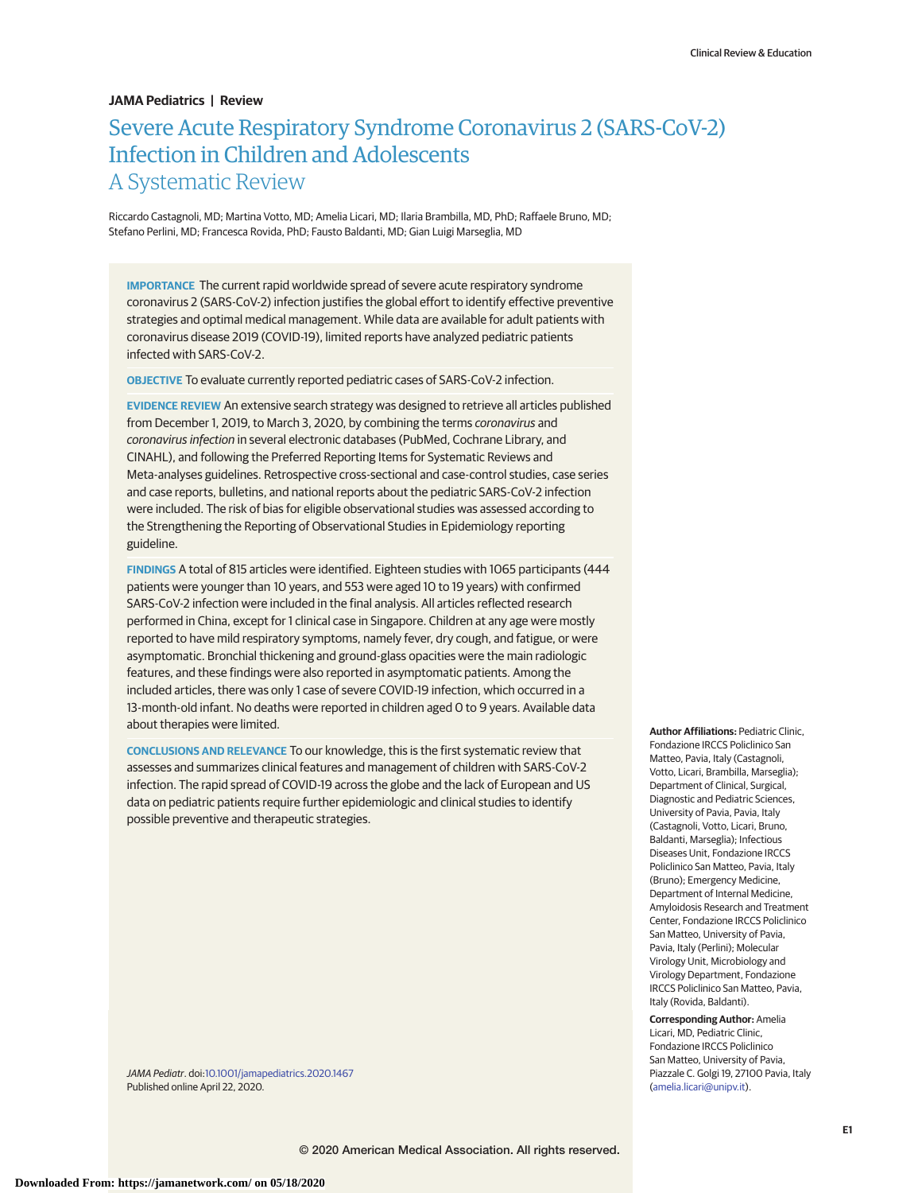JAMA Pediatrics | Review

# Severe Acute Respiratory Syndrome Coronavirus 2 (SARS-CoV-2) Infection in Children and Adolescents
## A Systematic Review

Riccardo Castagnoli, MD; Martina Votto, MD; Amelia Licari, MD; Ilaria Brambilla, MD, PhD; Raffaele Bruno, MD; Stefano Perlini, MD; Francesca Rovida, PhD; Fausto Baldanti, MD; Gian Luigi Marseglia, MD

**IMPORTANCE** The current rapid worldwide spread of severe acute respiratory syndrome coronavirus 2 (SARS-CoV-2) infection justifies the global effort to identify effective preventive strategies and optimal medical management. While data are available for adult patients with coronavirus disease 2019 (COVID-19), limited reports have analyzed pediatric patients infected with SARS-CoV-2.

**OBJECTIVE** To evaluate currently reported pediatric cases of SARS-CoV-2 infection.

**EVIDENCE REVIEW** An extensive search strategy was designed to retrieve all articles published from December 1, 2019, to March 3, 2020, by combining the terms *coronavirus* and *coronavirus infection* in several electronic databases (PubMed, Cochrane Library, and CINAHL), and following the Preferred Reporting Items for Systematic Reviews and Meta-analyses guidelines. Retrospective cross-sectional and case-control studies, case series and case reports, bulletins, and national reports about the pediatric SARS-CoV-2 infection were included. The risk of bias for eligible observational studies was assessed according to the Strengthening the Reporting of Observational Studies in Epidemiology reporting guideline.

**FINDINGS** A total of 815 articles were identified. Eighteen studies with 1065 participants (444 patients were younger than 10 years, and 553 were aged 10 to 19 years) with confirmed SARS-CoV-2 infection were included in the final analysis. All articles reflected research performed in China, except for 1 clinical case in Singapore. Children at any age were mostly reported to have mild respiratory symptoms, namely fever, dry cough, and fatigue, or were asymptomatic. Bronchial thickening and ground-glass opacities were the main radiologic features, and these findings were also reported in asymptomatic patients. Among the included articles, there was only 1 case of severe COVID-19 infection, which occurred in a 13-month-old infant. No deaths were reported in children aged 0 to 9 years. Available data about therapies were limited.

**CONCLUSIONS AND RELEVANCE** To our knowledge, this is the first systematic review that assesses and summarizes clinical features and management of children with SARS-CoV-2 infection. The rapid spread of COVID-19 across the globe and the lack of European and US data on pediatric patients require further epidemiologic and clinical studies to identify possible preventive and therapeutic strategies.

*JAMA Pediatr*. doi:10.1001/jamapediatrics.2020.1467
Published online April 22, 2020.

**Author Affiliations:** Pediatric Clinic, Fondazione IRCCS Policlinico San Matteo, Pavia, Italy (Castagnoli, Votto, Licari, Brambilla, Marseglia); Department of Clinical, Surgical, Diagnostic and Pediatric Sciences, University of Pavia, Pavia, Italy (Castagnoli, Votto, Licari, Bruno, Baldanti, Marseglia); Infectious Diseases Unit, Fondazione IRCCS Policlinico San Matteo, Pavia, Italy (Bruno); Emergency Medicine, Department of Internal Medicine, Amyloidosis Research and Treatment Center, Fondazione IRCCS Policlinico San Matteo, University of Pavia, Pavia, Italy (Perlini); Molecular Virology Unit, Microbiology and Virology Department, Fondazione IRCCS Policlinico San Matteo, Pavia, Italy (Rovida, Baldanti).

**Corresponding Author:** Amelia Licari, MD, Pediatric Clinic, Fondazione IRCCS Policlinico San Matteo, University of Pavia, Piazzale C. Golgi 19, 27100 Pavia, Italy (amelia.licari@unipv.it).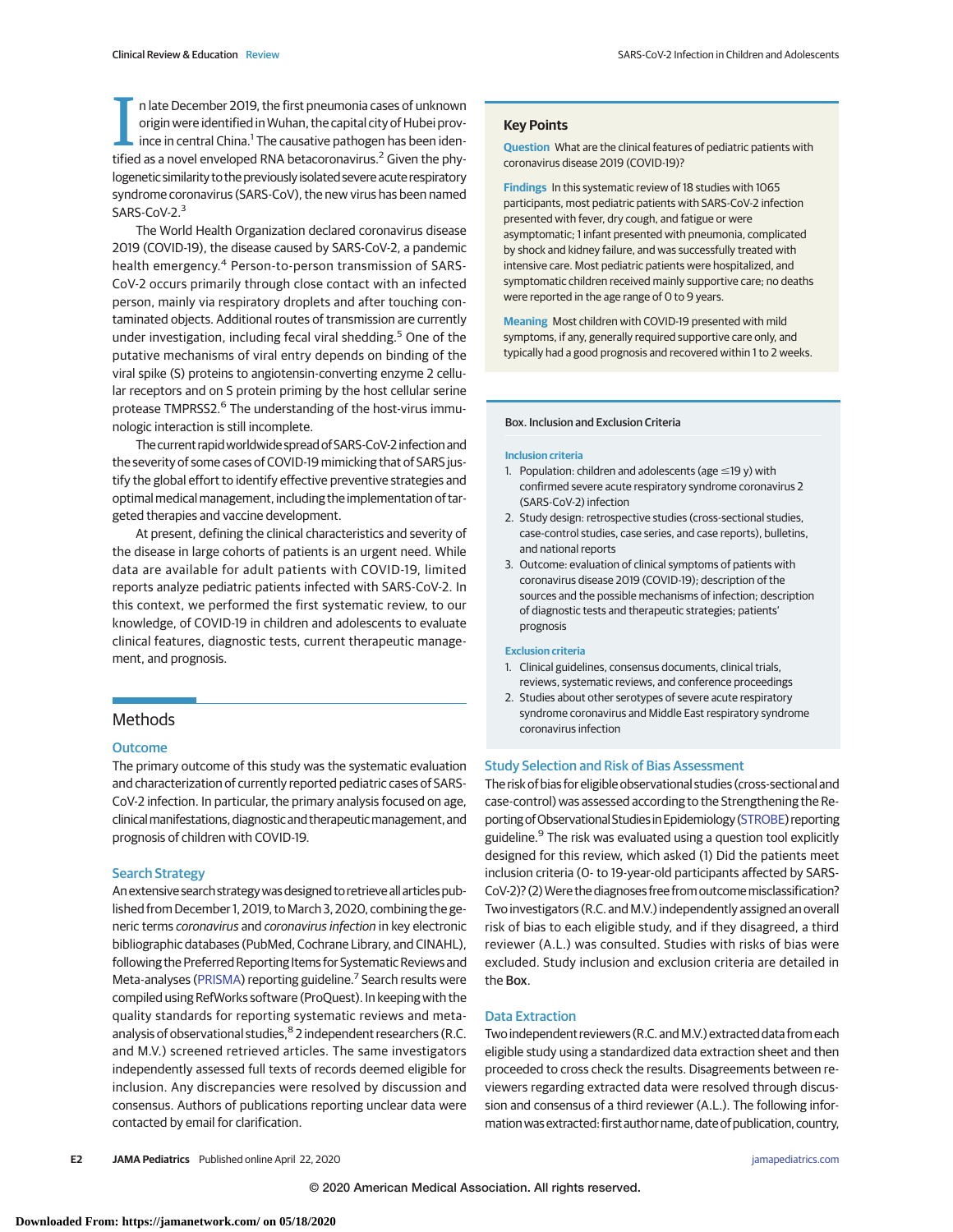In late December 2019, the first pneumonia cases of unknown origin were identified in Wuhan, the capital city of Hubei province in central China.[1] The causative pathogen has been identified as a novel enveloped RNA betacoronavirus.[2] Given the phylogenetic similarity to the previously isolated severe acute respiratory syndrome coronavirus (SARS-CoV), the new virus has been named SARS-CoV-2.[3]

The World Health Organization declared coronavirus disease 2019 (COVID-19), the disease caused by SARS-CoV-2, a pandemic health emergency.[4] Person-to-person transmission of SARS-CoV-2 occurs primarily through close contact with an infected person, mainly via respiratory droplets and after touching contaminated objects. Additional routes of transmission are currently under investigation, including fecal viral shedding.[5] One of the putative mechanisms of viral entry depends on binding of the viral spike (S) proteins to angiotensin-converting enzyme 2 cellular receptors and on S protein priming by the host cellular serine protease TMPRSS2.[6] The understanding of the host-virus immunologic interaction is still incomplete.

The current rapid worldwide spread of SARS-CoV-2 infection and the severity of some cases of COVID-19 mimicking that of SARS justify the global effort to identify effective preventive strategies and optimal medical management, including the implementation of targeted therapies and vaccine development.

At present, defining the clinical characteristics and severity of the disease in large cohorts of patients is an urgent need. While data are available for adult patients with COVID-19, limited reports analyze pediatric patients infected with SARS-CoV-2. In this context, we performed the first systematic review, to our knowledge, of COVID-19 in children and adolescents to evaluate clinical features, diagnostic tests, current therapeutic management, and prognosis.

## Key Points

**Question** What are the clinical features of pediatric patients with coronavirus disease 2019 (COVID-19)?

**Findings** In this systematic review of 18 studies with 1065 participants, most pediatric patients with SARS-CoV-2 infection presented with fever, dry cough, and fatigue or were asymptomatic; 1 infant presented with pneumonia, complicated by shock and kidney failure, and was successfully treated with intensive care. Most pediatric patients were hospitalized, and symptomatic children received mainly supportive care; no deaths were reported in the age range of 0 to 9 years.

**Meaning** Most children with COVID-19 presented with mild symptoms, if any, generally required supportive care only, and typically had a good prognosis and recovered within 1 to 2 weeks.

## Methods

### Outcome

The primary outcome of this study was the systematic evaluation and characterization of currently reported pediatric cases of SARS-CoV-2 infection. In particular, the primary analysis focused on age, clinical manifestations, diagnostic and therapeutic management, and prognosis of children with COVID-19.

### Search Strategy

An extensive search strategy was designed to retrieve all articles published from December 1, 2019, to March 3, 2020, combining the generic terms *coronavirus* and *coronavirus infection* in key electronic bibliographic databases (PubMed, Cochrane Library, and CINAHL), following the Preferred Reporting Items for Systematic Reviews and Meta-analyses (PRISMA) reporting guideline.[7] Search results were compiled using RefWorks software (ProQuest). In keeping with the quality standards for reporting systematic reviews and meta-analysis of observational studies,[8] 2 independent researchers (R.C. and M.V.) screened retrieved articles. The same investigators independently assessed full texts of records deemed eligible for inclusion. Any discrepancies were resolved by discussion and consensus. Authors of publications reporting unclear data were contacted by email for clarification.

### Box. Inclusion and Exclusion Criteria

**Inclusion criteria**

1. Population: children and adolescents (age ≤19 y) with confirmed severe acute respiratory syndrome coronavirus 2 (SARS-CoV-2) infection
2. Study design: retrospective studies (cross-sectional studies, case-control studies, case series, and case reports), bulletins, and national reports
3. Outcome: evaluation of clinical symptoms of patients with coronavirus disease 2019 (COVID-19); description of the sources and the possible mechanisms of infection; description of diagnostic tests and therapeutic strategies; patients' prognosis

**Exclusion criteria**

1. Clinical guidelines, consensus documents, clinical trials, reviews, systematic reviews, and conference proceedings
2. Studies about other serotypes of severe acute respiratory syndrome coronavirus and Middle East respiratory syndrome coronavirus infection

### Study Selection and Risk of Bias Assessment

The risk of bias for eligible observational studies (cross-sectional and case-control) was assessed according to the Strengthening the Reporting of Observational Studies in Epidemiology (STROBE) reporting guideline.[9] The risk was evaluated using a question tool explicitly designed for this review, which asked (1) Did the patients meet inclusion criteria (0- to 19-year-old participants affected by SARS-CoV-2)? (2) Were the diagnoses free from outcome misclassification? Two investigators (R.C. and M.V.) independently assigned an overall risk of bias to each eligible study, and if they disagreed, a third reviewer (A.L.) was consulted. Studies with risks of bias were excluded. Study inclusion and exclusion criteria are detailed in the Box.

### Data Extraction

Two independent reviewers (R.C. and M.V.) extracted data from each eligible study using a standardized data extraction sheet and then proceeded to cross check the results. Disagreements between reviewers regarding extracted data were resolved through discussion and consensus of a third reviewer (A.L.). The following information was extracted: first author name, date of publication, country,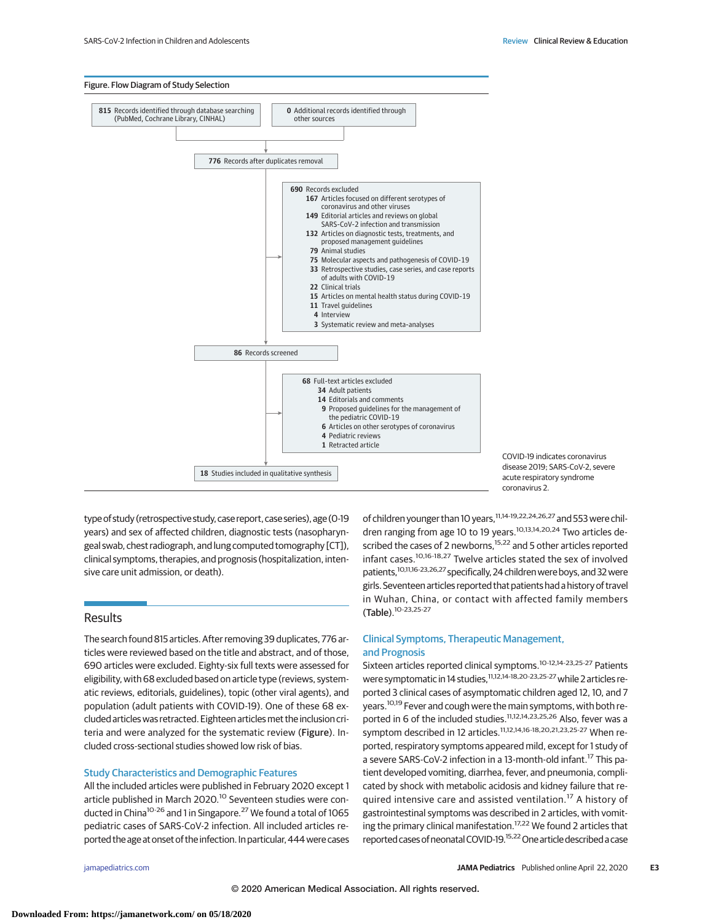**Figure. Flow Diagram of Study Selection**

**815** Records identified through database searching (PubMed, Cochrane Library, CINAHL)

**0** Additional records identified through other sources

**776** Records after duplicates removal

**690** Records excluded
- **167** Articles focused on different serotypes of coronavirus and other viruses
- **149** Editorial articles and reviews on global SARS-CoV-2 infection and transmission
- **132** Articles on diagnostic tests, treatments, and proposed management guidelines
- **79** Animal studies
- **75** Molecular aspects and pathogenesis of COVID-19
- **33** Retrospective studies, case series, and case reports of adults with COVID-19
- **22** Clinical trials
- **15** Articles on mental health status during COVID-19
- **11** Travel guidelines
- **4** Interview
- **3** Systematic review and meta-analyses

**86** Records screened

**68** Full-text articles excluded
- **34** Adult patients
- **14** Editorials and comments
- **9** Proposed guidelines for the management of the pediatric COVID-19
- **6** Articles on other serotypes of coronavirus
- **4** Pediatric reviews
- **1** Retracted article

**18** Studies included in qualitative synthesis

COVID-19 indicates coronavirus disease 2019; SARS-CoV-2, severe acute respiratory syndrome coronavirus 2.

type of study (retrospective study, case report, case series), age (0-19 years) and sex of affected children, diagnostic tests (nasopharyngeal swab, chest radiograph, and lung computed tomography [CT]), clinical symptoms, therapies, and prognosis (hospitalization, intensive care unit admission, or death).

## Results

The search found 815 articles. After removing 39 duplicates, 776 articles were reviewed based on the title and abstract, and of those, 690 articles were excluded. Eighty-six full texts were assessed for eligibility, with 68 excluded based on article type (reviews, systematic reviews, editorials, guidelines), topic (other viral agents), and population (adult patients with COVID-19). One of these 68 excluded articles was retracted. Eighteen articles met the inclusion criteria and were analyzed for the systematic review (Figure). Included cross-sectional studies showed low risk of bias.

### Study Characteristics and Demographic Features

All the included articles were published in February 2020 except 1 article published in March 2020.[10] Seventeen studies were conducted in China[10-26] and 1 in Singapore.[27] We found a total of 1065 pediatric cases of SARS-CoV-2 infection. All included articles reported the age at onset of the infection. In particular, 444 were cases of children younger than 10 years,[11,14-19,22,24,26,27] and 553 were children ranging from age 10 to 19 years.[10,13,14,20,24] Two articles described the cases of 2 newborns,[15,22] and 5 other articles reported infant cases.[10,16-18,27] Twelve articles stated the sex of involved patients,[10,11,16-23,26,27] specifically, 24 children were boys, and 32 were girls. Seventeen articles reported that patients had a history of travel in Wuhan, China, or contact with affected family members (Table).[10-23,25-27]

### Clinical Symptoms, Therapeutic Management, and Prognosis

Sixteen articles reported clinical symptoms.[10-12,14-23,25-27] Patients were symptomatic in 14 studies,[11,12,14-18,20-23,25-27] while 2 articles reported 3 clinical cases of asymptomatic children aged 12, 10, and 7 years.[10,19] Fever and cough were the main symptoms, with both reported in 6 of the included studies.[11,12,14,23,25,26] Also, fever was a symptom described in 12 articles.[11,12,14,16-18,20,21,23,25-27] When reported, respiratory symptoms appeared mild, except for 1 study of a severe SARS-CoV-2 infection in a 13-month-old infant.[17] This patient developed vomiting, diarrhea, fever, and pneumonia, complicated by shock with metabolic acidosis and kidney failure that required intensive care and assisted ventilation.[17] A history of gastrointestinal symptoms was described in 2 articles, with vomiting the primary clinical manifestation.[17,22] We found 2 articles that reported cases of neonatal COVID-19.[15,22] One article described a case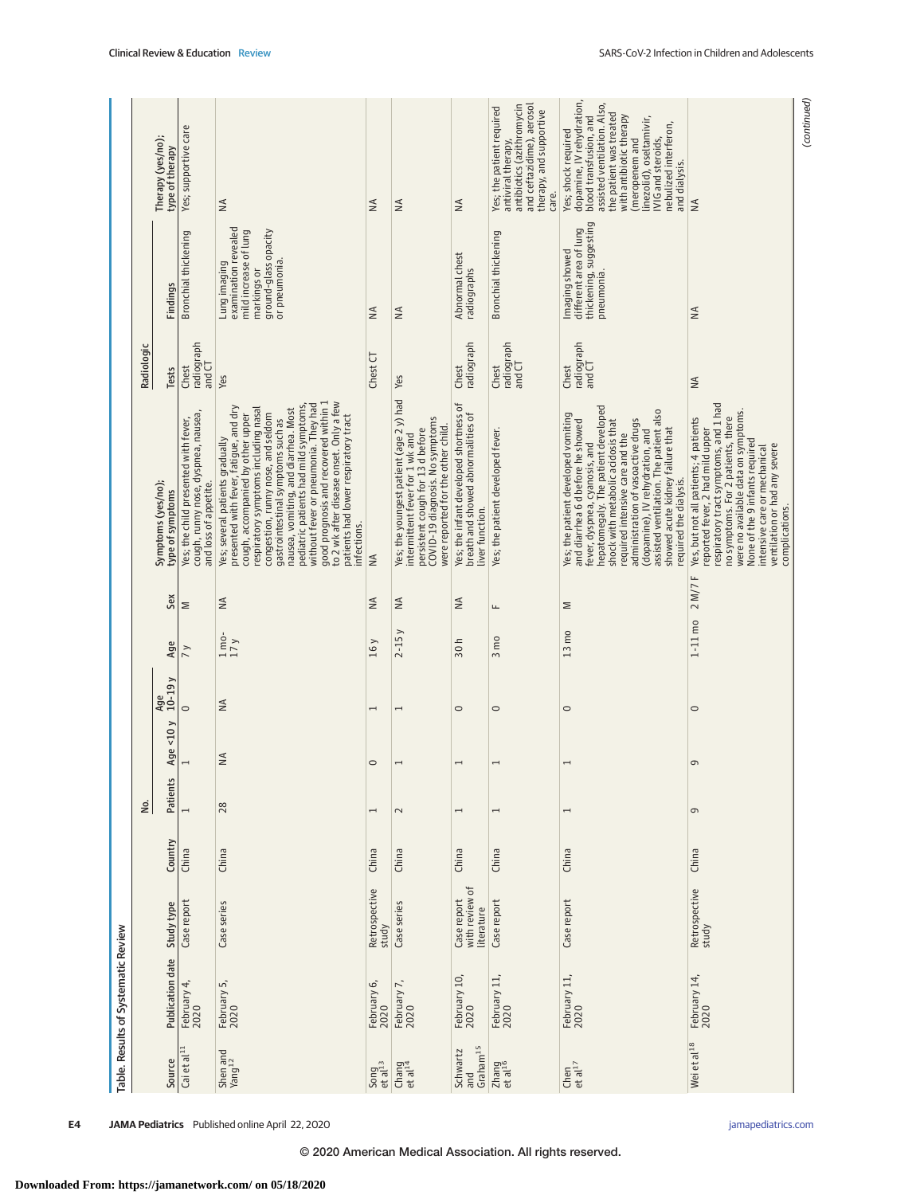Table. Results of Systematic Review

| Source | Publication date | Study type | Country | No. | | | Age | Sex | Symptoms (yes/no); type of symptoms | Radiologic | | Therapy (yes/no); type of therapy |
|---|---|---|---|---|---|---|---|---|---|---|---|---|
| | | | | Patients | Age <10 y | Age 10-19 y | | | | Tests | Findings | |
| Cai et al[11] | February 4, 2020 | Case report | China | 1 | 1 | 0 | 7 y | M | Yes; the child presented with fever, cough, runny nose, dyspnea, nausea, and loss of appetite. | Chest radiograph and CT | Bronchial thickening | Yes; supportive care |
| Shen and Yang[12] | February 5, 2020 | Case series | China | 28 | NA | NA | 1 mo-17 y | NA | Yes; several patients gradually presented with fever, fatigue, and dry cough, accompanied by other upper respiratory symptoms including nasal congestion, runny nose, and seldom gastrointestinal symptoms such as nausea, vomiting, and diarrhea. Most pediatric patients had mild symptoms, without fever or pneumonia. They had good prognosis and recovered within 1 to 2 wk after disease onset. Only a few patients had lower respiratory tract infections. | Yes | Lung imaging examination revealed mild increase of lung markings or ground-glass opacity or pneumonia. | NA |
| Song et al[13] | February 6, 2020 | Retrospective study | China | 1 | 0 | 1 | 16 y | NA | NA | Chest CT | NA | NA |
| Chang et al[14] | February 7, 2020 | Case series | China | 2 | 1 | 1 | 2-15 y | NA | Yes; the youngest patient (age 2 y) had intermittent fever for 1 wk and persistent cough for 13 d before COVID-19 diagnosis. No symptoms were reported for the other child. | Yes | NA | NA |
| Schwartz and Graham[15] | February 10, 2020 | Case report with review of literature | China | 1 | 1 | 0 | 30 h | NA | Yes; the infant developed shortness of breath and showed abnormalities of liver function. | Chest radiograph | Abnormal chest radiographs | NA |
| Zhang et al[16] | February 11, 2020 | Case report | China | 1 | 1 | 0 | 3 mo | F | Yes; the patient developed fever. | Chest radiograph and CT | Bronchial thickening | Yes; the patient required antiviral therapy, antibiotics (azithromycin and ceftazidime), aerosol therapy, and supportive care. |
| Chen et al[17] | February 11, 2020 | Case report | China | 1 | 1 | 0 | 13 mo | M | Yes; the patient developed vomiting and diarrhea 6 d before he showed fever, dyspnea, cyanosis, and hepatomegaly. The patient developed shock with metabolic acidosis that required intensive care and the administration of vasoactive drugs (dopamine), IV rehydration, and assisted ventilation. The patient also showed acute kidney failure that required dialysis. | Chest radiograph and CT | Imaging showed different area of lung thickening, suggesting pneumonia. | Yes; shock required dopamine, IV rehydration, blood transfusion, and assisted ventilation. Also, the patient was treated with antibiotic therapy (meropenem and linezolid), oseltamivir, IVIG and steroids, nebulized interferon, and dialysis. |
| Wei et al[18] | February 14, 2020 | Retrospective study | China | 9 | 9 | 0 | 1-11 mo | 2 M/7 F | Yes, but not all patients; 4 patients reported fever, 2 had mild upper respiratory tract symptoms, and 1 had no symptoms. For 2 patients, there were no available data on symptoms. None of the 9 infants required intensive care or mechanical ventilation or had any severe complications. | NA | NA | NA |

(continued)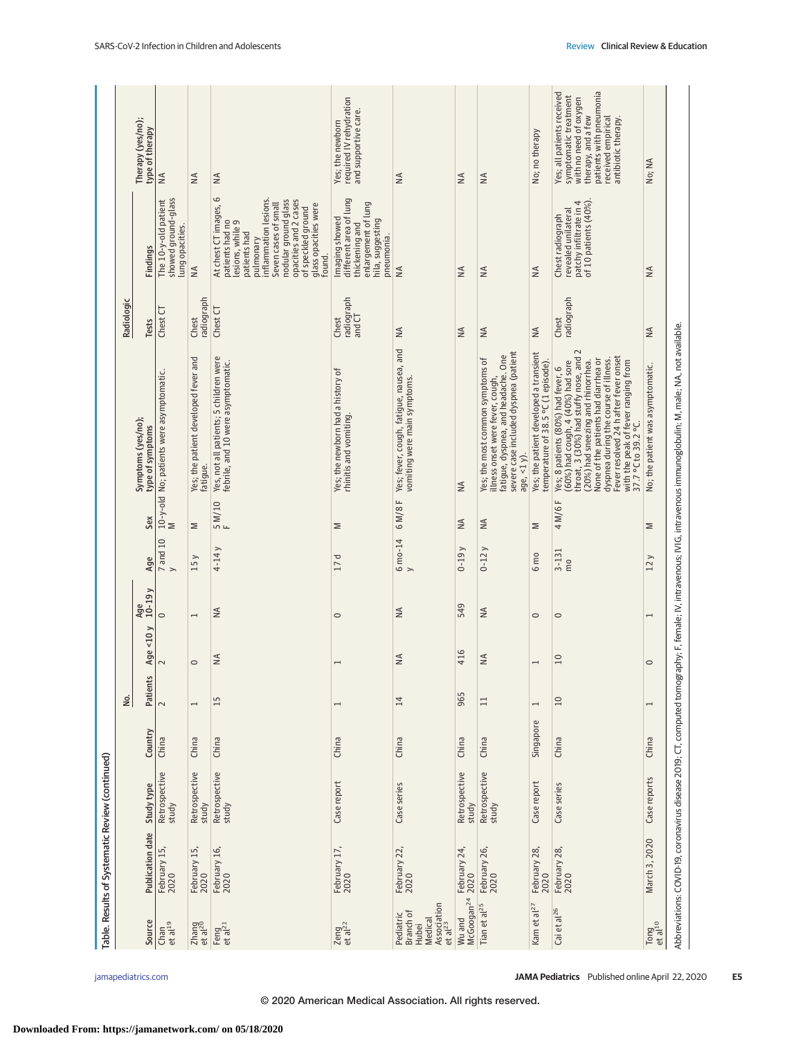Table. Results of Systematic Review (continued)

| Source | Publication date | Study type | Country | No. | | | Age | Sex | Symptoms (yes/no); type of symptoms | Radiologic | | Therapy (yes/no); type of therapy |
|---|---|---|---|---|---|---|---|---|---|---|---|---|
| | | | | Patients | Age <10 y | Age 10-19 y | | | | Tests | Findings | |
| Chan et al[19] | February 15, 2020 | Retrospective study | China | 2 | 2 | 0 | 7 and 10 y | 10-y-old M | No; patients were asymptomatic. | Chest CT | The 10-y-old patient showed ground-glass lung opacities. | NA |
| Zhang et al[20] | February 15, 2020 | Retrospective study | China | 1 | 0 | 1 | 15 y | M | Yes; the patient developed fever and fatigue. | Chest radiograph | NA | NA |
| Feng et al[21] | February 16, 2020 | Retrospective study | China | 15 | NA | NA | 4-14 y | 5 M/10 F | Yes, not all patients; 5 children were febrile, and 10 were asymptomatic. | Chest CT | At chest CT images, 6 patients had no lesions, while 9 patients had pulmonary inflammation lesions. Seven cases of small nodular ground glass opacities and 2 cases of speckled ground glass opacities were found. | NA |
| Zeng et al[22] | February 17, 2020 | Case report | China | 1 | 1 | 0 | 17 d | M | Yes; the newborn had a history of rhinitis and vomiting. | Chest radiograph and CT | Imaging showed different area of lung thickening and enlargement of lung hila, suggesting pneumonia. | Yes; the newborn required IV rehydration and supportive care. |
| Pediatric Branch of Hubei Medical Association et al[23] | February 22, 2020 | Case series | China | 14 | NA | NA | 6 mo-14 y | 6 M/8 F | Yes; fever, cough, fatigue, nausea, and vomiting were main symptoms. | NA | NA | NA |
| Wu and McGoogan[24] | February 24, 2020 | Retrospective study | China | 965 | 416 | 549 | 0-19 y | NA | NA | NA | NA | NA |
| Tian et al[25] | February 26, 2020 | Retrospective study | China | 11 | NA | NA | 0-12 y | NA | Yes; the most common symptoms of illness onset were fever, cough, fatigue, dyspnea, and headache. One severe case included dyspnea (patient age, <1 y). | NA | NA | NA |
| Kam et al[27] | February 28, 2020 | Case report | Singapore | 1 | 1 | 0 | 6 mo | M | Yes; the patient developed a transient temperature of 38.5 °C (1 episode). | NA | NA | No; no therapy |
| Cai et al[26] | February 28, 2020 | Case series | China | 10 | 10 | 0 | 3-131 mo | 4 M/6 F | Yes; 8 patients (80%) had fever, 6 (60%) had cough, 4 (40%) had sore throat, 3 (30%) had stuffy nose, and 2 (20%) had sneezing and rhinorrhea. None of the patients had diarrhea or dyspnea during the course of illness. Fever resolved 24 h after fever onset with the peak of fever ranging from 37.7 °C to 39.2 °C. | Chest radiograph | Chest radiograph revealed unilateral patchy infiltrate in 4 of 10 patients (40%). | Yes; all patients received symptomatic treatment with no need of oxygen therapy, and a few patients with pneumonia received empirical antibiotic therapy. |
| Tong et al[10] | March 3, 2020 | Case reports | China | 1 | 0 | 1 | 12 y | M | No; the patient was asymptomatic. | NA | NA | No; NA |

Abbreviations: COVID-19, coronavirus disease 2019; CT, computed tomography; F, female; IV, intravenous; IVIG, intravenous immunoglobulin; M, male; NA, not available.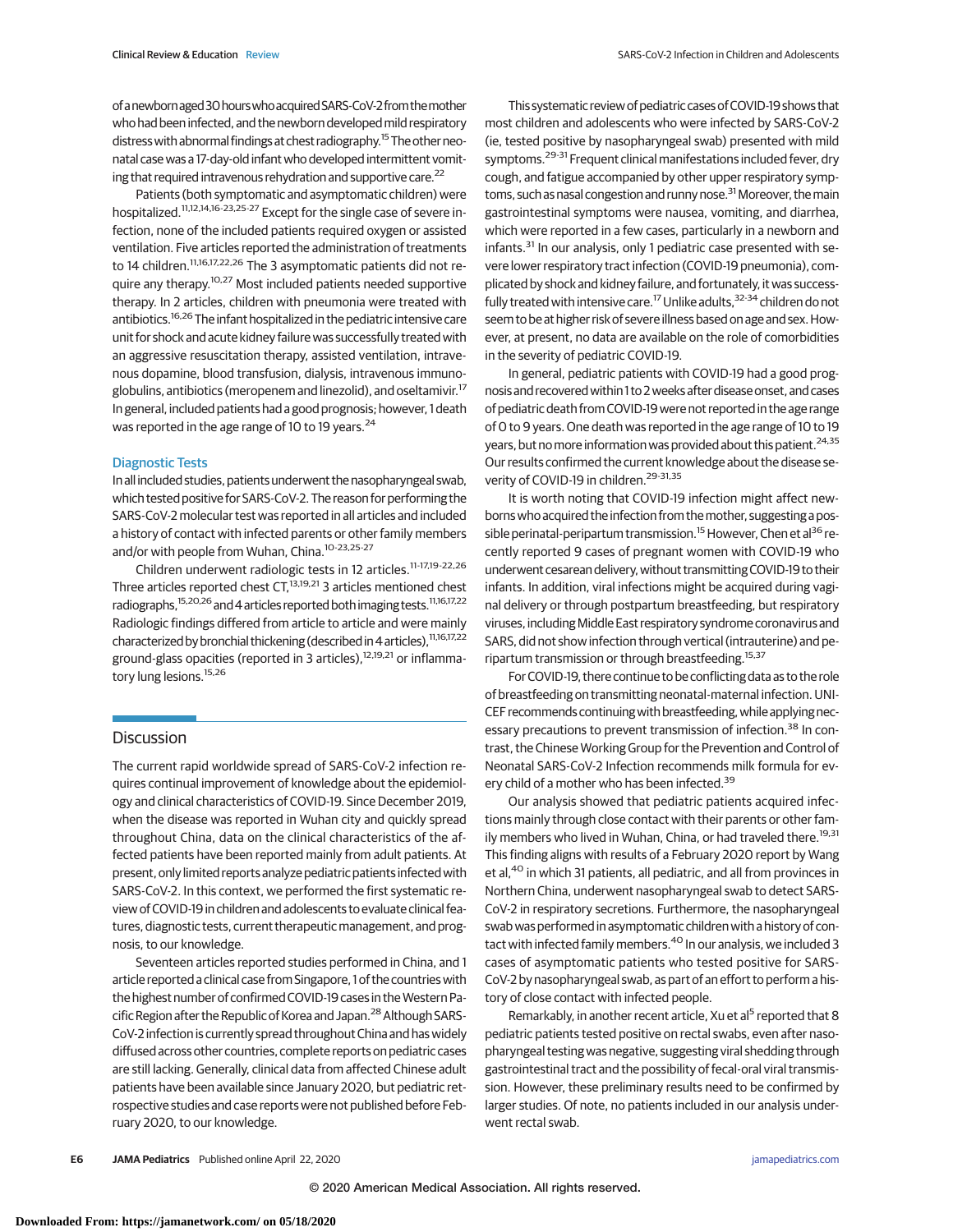of a newborn aged 30 hours who acquired SARS-CoV-2 from the mother who had been infected, and the newborn developed mild respiratory distress with abnormal findings at chest radiography.[15] The other neonatal case was a 17-day-old infant who developed intermittent vomiting that required intravenous rehydration and supportive care.[22]

Patients (both symptomatic and asymptomatic children) were hospitalized.[11,12,14,16-23,25-27] Except for the single case of severe infection, none of the included patients required oxygen or assisted ventilation. Five articles reported the administration of treatments to 14 children.[11,16,17,22,26] The 3 asymptomatic patients did not require any therapy.[10,27] Most included patients needed supportive therapy. In 2 articles, children with pneumonia were treated with antibiotics.[16,26] The infant hospitalized in the pediatric intensive care unit for shock and acute kidney failure was successfully treated with an aggressive resuscitation therapy, assisted ventilation, intravenous dopamine, blood transfusion, dialysis, intravenous immunoglobulins, antibiotics (meropenem and linezolid), and oseltamivir.[17] In general, included patients had a good prognosis; however, 1 death was reported in the age range of 10 to 19 years.[24]

### Diagnostic Tests

In all included studies, patients underwent the nasopharyngeal swab, which tested positive for SARS-CoV-2. The reason for performing the SARS-CoV-2 molecular test was reported in all articles and included a history of contact with infected parents or other family members and/or with people from Wuhan, China.[10-23,25-27]

Children underwent radiologic tests in 12 articles.[11-17,19-22,26] Three articles reported chest CT,[13,19,21] 3 articles mentioned chest radiographs,[15,20,26] and 4 articles reported both imaging tests.[11,16,17,22] Radiologic findings differed from article to article and were mainly characterized by bronchial thickening (described in 4 articles),[11,16,17,22] ground-glass opacities (reported in 3 articles),[12,19,21] or inflammatory lung lesions.[15,26]

## Discussion

The current rapid worldwide spread of SARS-CoV-2 infection requires continual improvement of knowledge about the epidemiology and clinical characteristics of COVID-19. Since December 2019, when the disease was reported in Wuhan city and quickly spread throughout China, data on the clinical characteristics of the affected patients have been reported mainly from adult patients. At present, only limited reports analyze pediatric patients infected with SARS-CoV-2. In this context, we performed the first systematic review of COVID-19 in children and adolescents to evaluate clinical features, diagnostic tests, current therapeutic management, and prognosis, to our knowledge.

Seventeen articles reported studies performed in China, and 1 article reported a clinical case from Singapore, 1 of the countries with the highest number of confirmed COVID-19 cases in the Western Pacific Region after the Republic of Korea and Japan.[28] Although SARS-CoV-2 infection is currently spread throughout China and has widely diffused across other countries, complete reports on pediatric cases are still lacking. Generally, clinical data from affected Chinese adult patients have been available since January 2020, but pediatric retrospective studies and case reports were not published before February 2020, to our knowledge.

This systematic review of pediatric cases of COVID-19 shows that most children and adolescents who were infected by SARS-CoV-2 (ie, tested positive by nasopharyngeal swab) presented with mild symptoms.[29-31] Frequent clinical manifestations included fever, dry cough, and fatigue accompanied by other upper respiratory symptoms, such as nasal congestion and runny nose.[31] Moreover, the main gastrointestinal symptoms were nausea, vomiting, and diarrhea, which were reported in a few cases, particularly in a newborn and infants.[31] In our analysis, only 1 pediatric case presented with severe lower respiratory tract infection (COVID-19 pneumonia), complicated by shock and kidney failure, and fortunately, it was successfully treated with intensive care.[17] Unlike adults,[32-34] children do not seem to be at higher risk of severe illness based on age and sex. However, at present, no data are available on the role of comorbidities in the severity of pediatric COVID-19.

In general, pediatric patients with COVID-19 had a good prognosis and recovered within 1 to 2 weeks after disease onset, and cases of pediatric death from COVID-19 were not reported in the age range of 0 to 9 years. One death was reported in the age range of 10 to 19 years, but no more information was provided about this patient.[24,35] Our results confirmed the current knowledge about the disease severity of COVID-19 in children.[29-31,35]

It is worth noting that COVID-19 infection might affect newborns who acquired the infection from the mother, suggesting a possible perinatal-peripartum transmission.[15] However, Chen et al[36] recently reported 9 cases of pregnant women with COVID-19 who underwent cesarean delivery, without transmitting COVID-19 to their infants. In addition, viral infections might be acquired during vaginal delivery or through postpartum breastfeeding, but respiratory viruses, including Middle East respiratory syndrome coronavirus and SARS, did not show infection through vertical (intrauterine) and peripartum transmission or through breastfeeding.[15,37]

For COVID-19, there continue to be conflicting data as to the role of breastfeeding on transmitting neonatal-maternal infection. UNICEF recommends continuing with breastfeeding, while applying necessary precautions to prevent transmission of infection.[38] In contrast, the Chinese Working Group for the Prevention and Control of Neonatal SARS-CoV-2 Infection recommends milk formula for every child of a mother who has been infected.[39]

Our analysis showed that pediatric patients acquired infections mainly through close contact with their parents or other family members who lived in Wuhan, China, or had traveled there.[19,31] This finding aligns with results of a February 2020 report by Wang et al,[40] in which 31 patients, all pediatric, and all from provinces in Northern China, underwent nasopharyngeal swab to detect SARS-CoV-2 in respiratory secretions. Furthermore, the nasopharyngeal swab was performed in asymptomatic children with a history of contact with infected family members.[40] In our analysis, we included 3 cases of asymptomatic patients who tested positive for SARS-CoV-2 by nasopharyngeal swab, as part of an effort to perform a history of close contact with infected people.

Remarkably, in another recent article, Xu et al[5] reported that 8 pediatric patients tested positive on rectal swabs, even after nasopharyngeal testing was negative, suggesting viral shedding through the gastrointestinal tract and the possibility of fecal-oral viral transmission. However, these preliminary results need to be confirmed by larger studies. Of note, no patients included in our analysis underwent rectal swab.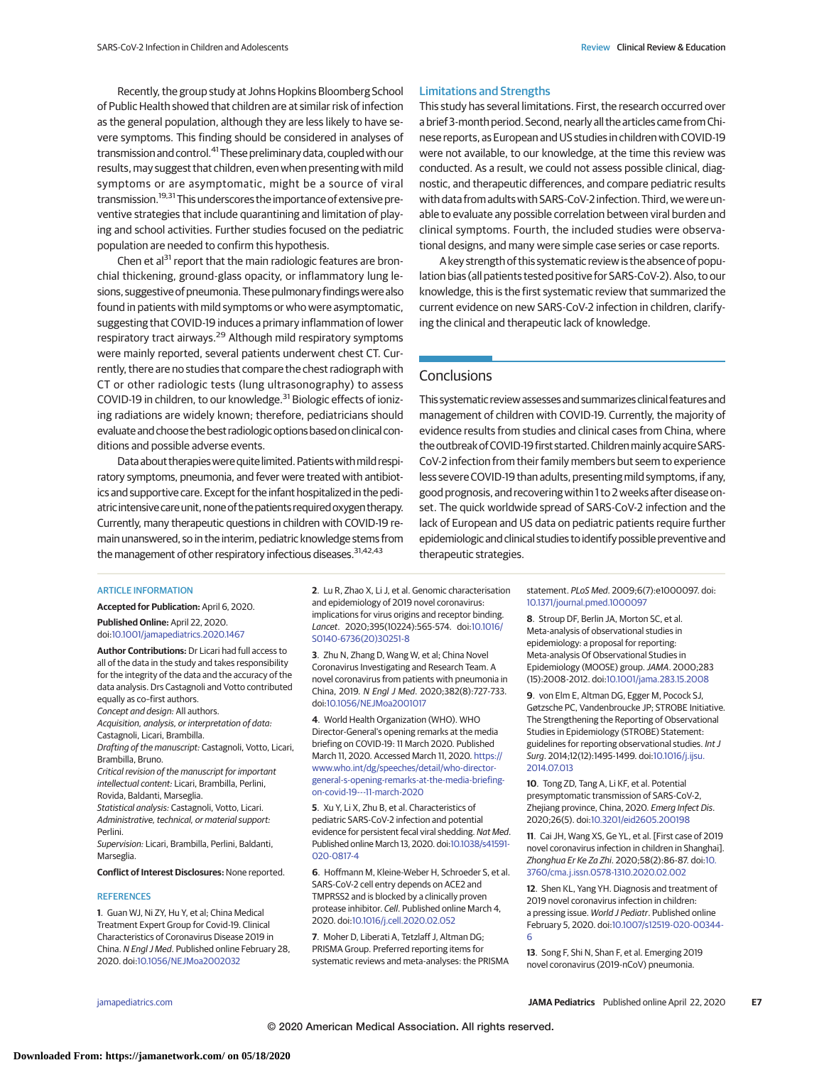Recently, the group study at Johns Hopkins Bloomberg School of Public Health showed that children are at similar risk of infection as the general population, although they are less likely to have severe symptoms. This finding should be considered in analyses of transmission and control.[41] These preliminary data, coupled with our results, may suggest that children, even when presenting with mild symptoms or are asymptomatic, might be a source of viral transmission.[19,31] This underscores the importance of extensive preventive strategies that include quarantining and limitation of playing and school activities. Further studies focused on the pediatric population are needed to confirm this hypothesis.

Chen et al[31] report that the main radiologic features are bronchial thickening, ground-glass opacity, or inflammatory lung lesions, suggestive of pneumonia. These pulmonary findings were also found in patients with mild symptoms or who were asymptomatic, suggesting that COVID-19 induces a primary inflammation of lower respiratory tract airways.[29] Although mild respiratory symptoms were mainly reported, several patients underwent chest CT. Currently, there are no studies that compare the chest radiograph with CT or other radiologic tests (lung ultrasonography) to assess COVID-19 in children, to our knowledge.[31] Biologic effects of ionizing radiations are widely known; therefore, pediatricians should evaluate and choose the best radiologic options based on clinical conditions and possible adverse events.

Data about therapies were quite limited. Patients with mild respiratory symptoms, pneumonia, and fever were treated with antibiotics and supportive care. Except for the infant hospitalized in the pediatric intensive care unit, none of the patients required oxygen therapy. Currently, many therapeutic questions in children with COVID-19 remain unanswered, so in the interim, pediatric knowledge stems from the management of other respiratory infectious diseases.[31,42,43]

## Limitations and Strengths

This study has several limitations. First, the research occurred over a brief 3-month period. Second, nearly all the articles came from Chinese reports, as European and US studies in children with COVID-19 were not available, to our knowledge, at the time this review was conducted. As a result, we could not assess possible clinical, diagnostic, and therapeutic differences, and compare pediatric results with data from adults with SARS-CoV-2 infection. Third, we were unable to evaluate any possible correlation between viral burden and clinical symptoms. Fourth, the included studies were observational designs, and many were simple case series or case reports.

A key strength of this systematic review is the absence of population bias (all patients tested positive for SARS-CoV-2). Also, to our knowledge, this is the first systematic review that summarized the current evidence on new SARS-CoV-2 infection in children, clarifying the clinical and therapeutic lack of knowledge.

## Conclusions

This systematic review assesses and summarizes clinical features and management of children with COVID-19. Currently, the majority of evidence results from studies and clinical cases from China, where the outbreak of COVID-19 first started. Children mainly acquire SARS-CoV-2 infection from their family members but seem to experience less severe COVID-19 than adults, presenting mild symptoms, if any, good prognosis, and recovering within 1 to 2 weeks after disease onset. The quick worldwide spread of SARS-CoV-2 infection and the lack of European and US data on pediatric patients require further epidemiologic and clinical studies to identify possible preventive and therapeutic strategies.

### ARTICLE INFORMATION

**Accepted for Publication:** April 6, 2020.

**Published Online:** April 22, 2020. doi:10.1001/jamapediatrics.2020.1467

**Author Contributions:** Dr Licari had full access to all of the data in the study and takes responsibility for the integrity of the data and the accuracy of the data analysis. Drs Castagnoli and Votto contributed equally as co–first authors.

*Concept and design:* All authors.

*Acquisition, analysis, or interpretation of data:* Castagnoli, Licari, Brambilla.

*Drafting of the manuscript:* Castagnoli, Votto, Licari, Brambilla, Bruno.

*Critical revision of the manuscript for important intellectual content:* Licari, Brambilla, Perlini, Rovida, Baldanti, Marseglia.

*Statistical analysis:* Castagnoli, Votto, Licari.

*Administrative, technical, or material support:* Perlini.

*Supervision:* Licari, Brambilla, Perlini, Baldanti, Marseglia.

**Conflict of Interest Disclosures:** None reported.

### REFERENCES

1. Guan WJ, Ni ZY, Hu Y, et al; China Medical Treatment Expert Group for Covid-19. Clinical Characteristics of Coronavirus Disease 2019 in China. *N Engl J Med*. Published online February 28, 2020. doi:10.1056/NEJMoa2002032

2. Lu R, Zhao X, Li J, et al. Genomic characterisation and epidemiology of 2019 novel coronavirus: implications for virus origins and receptor binding. *Lancet*. 2020;395(10224):565-574. doi:10.1016/S0140-6736(20)30251-8

3. Zhu N, Zhang D, Wang W, et al; China Novel Coronavirus Investigating and Research Team. A novel coronavirus from patients with pneumonia in China, 2019. *N Engl J Med*. 2020;382(8):727-733. doi:10.1056/NEJMoa2001017

4. World Health Organization (WHO). WHO Director-General's opening remarks at the media briefing on COVID-19: 11 March 2020. Published March 11, 2020. Accessed March 11, 2020. https://www.who.int/dg/speeches/detail/who-director-general-s-opening-remarks-at-the-media-briefing-on-covid-19---11-march-2020

5. Xu Y, Li X, Zhu B, et al. Characteristics of pediatric SARS-CoV-2 infection and potential evidence for persistent fecal viral shedding. *Nat Med*. Published online March 13, 2020. doi:10.1038/s41591-020-0817-4

6. Hoffmann M, Kleine-Weber H, Schroeder S, et al. SARS-CoV-2 cell entry depends on ACE2 and TMPRSS2 and is blocked by a clinically proven protease inhibitor. *Cell*. Published online March 4, 2020. doi:10.1016/j.cell.2020.02.052

7. Moher D, Liberati A, Tetzlaff J, Altman DG; PRISMA Group. Preferred reporting items for systematic reviews and meta-analyses: the PRISMA statement. *PLoS Med*. 2009;6(7):e1000097. doi:10.1371/journal.pmed.1000097

8. Stroup DF, Berlin JA, Morton SC, et al. Meta-analysis of observational studies in epidemiology: a proposal for reporting: Meta-analysis Of Observational Studies in Epidemiology (MOOSE) group. *JAMA*. 2000;283(15):2008-2012. doi:10.1001/jama.283.15.2008

9. von Elm E, Altman DG, Egger M, Pocock SJ, Gøtzsche PC, Vandenbroucke JP; STROBE Initiative. The Strengthening the Reporting of Observational Studies in Epidemiology (STROBE) Statement: guidelines for reporting observational studies. *Int J Surg*. 2014;12(12):1495-1499. doi:10.1016/j.ijsu.2014.07.013

10. Tong ZD, Tang A, Li KF, et al. Potential presymptomatic transmission of SARS-CoV-2, Zhejiang province, China, 2020. *Emerg Infect Dis*. 2020;26(5). doi:10.3201/eid2605.200198

11. Cai JH, Wang XS, Ge YL, et al. [First case of 2019 novel coronavirus infection in children in Shanghai]. *Zhonghua Er Ke Za Zhi*. 2020;58(2):86-87. doi:10.3760/cma.j.issn.0578-1310.2020.02.002

12. Shen KL, Yang YH. Diagnosis and treatment of 2019 novel coronavirus infection in children: a pressing issue. *World J Pediatr*. Published online February 5, 2020. doi:10.1007/s12519-020-00344-6

13. Song F, Shi N, Shan F, et al. Emerging 2019 novel coronavirus (2019-nCoV) pneumonia.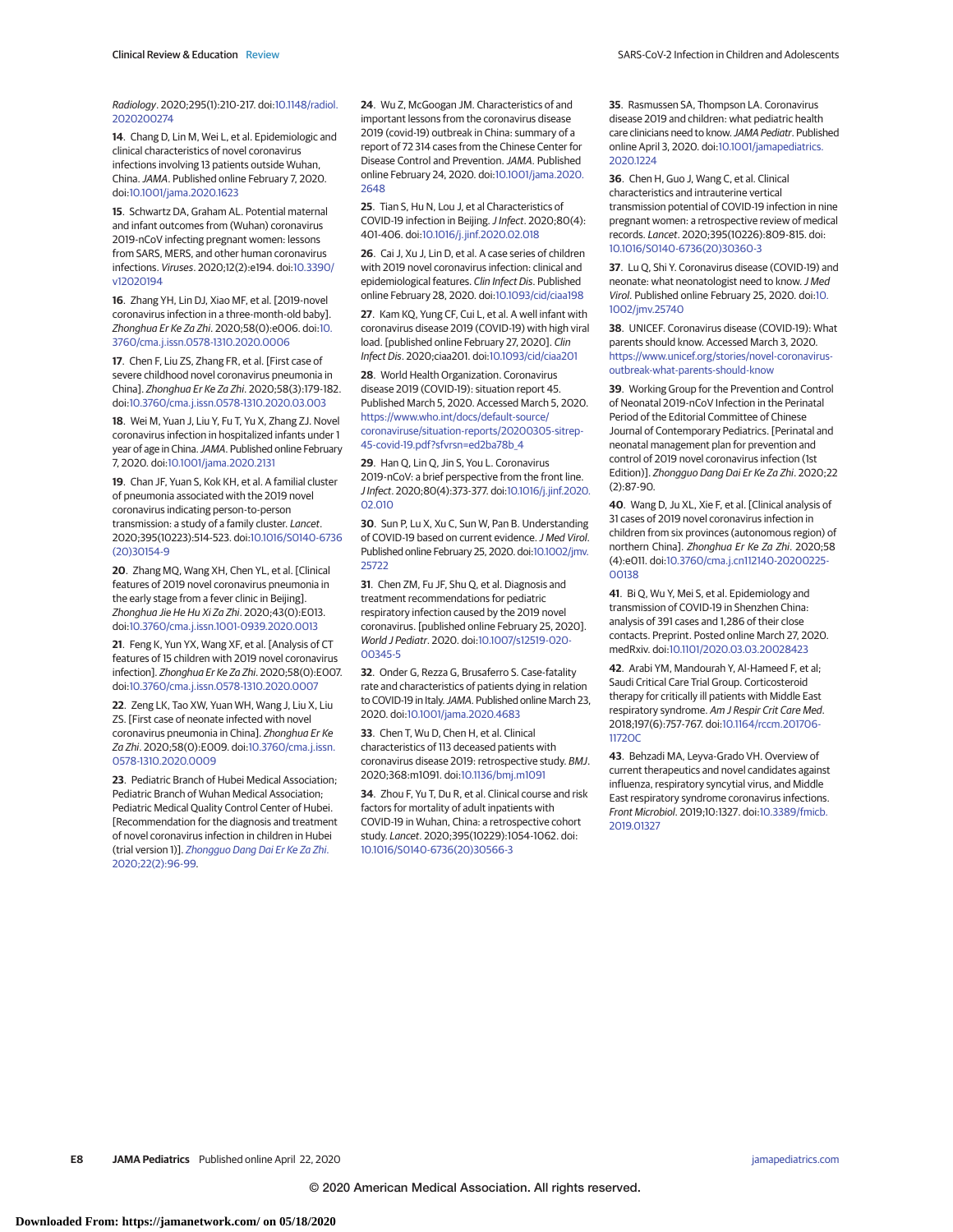*Radiology*. 2020;295(1):210-217. doi:10.1148/radiol.2020200274

14. Chang D, Lin M, Wei L, et al. Epidemiologic and clinical characteristics of novel coronavirus infections involving 13 patients outside Wuhan, China. *JAMA*. Published online February 7, 2020. doi:10.1001/jama.2020.1623

15. Schwartz DA, Graham AL. Potential maternal and infant outcomes from (Wuhan) coronavirus 2019-nCoV infecting pregnant women: lessons from SARS, MERS, and other human coronavirus infections. *Viruses*. 2020;12(2):e194. doi:10.3390/v12020194

16. Zhang YH, Lin DJ, Xiao MF, et al. [2019-novel coronavirus infection in a three-month-old baby]. *Zhonghua Er Ke Za Zhi*. 2020;58(0):e006. doi:10.3760/cma.j.issn.0578-1310.2020.0006

17. Chen F, Liu ZS, Zhang FR, et al. [First case of severe childhood novel coronavirus pneumonia in China]. *Zhonghua Er Ke Za Zhi*. 2020;58(3):179-182. doi:10.3760/cma.j.issn.0578-1310.2020.03.003

18. Wei M, Yuan J, Liu Y, Fu T, Yu X, Zhang ZJ. Novel coronavirus infection in hospitalized infants under 1 year of age in China. *JAMA*. Published online February 7, 2020. doi:10.1001/jama.2020.2131

19. Chan JF, Yuan S, Kok KH, et al. A familial cluster of pneumonia associated with the 2019 novel coronavirus indicating person-to-person transmission: a study of a family cluster. *Lancet*. 2020;395(10223):514-523. doi:10.1016/S0140-6736(20)30154-9

20. Zhang MQ, Wang XH, Chen YL, et al. [Clinical features of 2019 novel coronavirus pneumonia in the early stage from a fever clinic in Beijing]. *Zhonghua Jie He He Hu Xi Za Zhi*. 2020;43(0):E013. doi:10.3760/cma.j.issn.1001-0939.2020.0013

21. Feng K, Yun YX, Wang XF, et al. [Analysis of CT features of 15 children with 2019 novel coronavirus infection]. *Zhonghua Er Ke Za Zhi*. 2020;58(0):E007. doi:10.3760/cma.j.issn.0578-1310.2020.0007

22. Zeng LK, Tao XW, Yuan WH, Wang J, Liu X, Liu ZS. [First case of neonate infected with novel coronavirus pneumonia in China]. *Zhonghua Er Ke Za Zhi*. 2020;58(0):E009. doi:10.3760/cma.j.issn.0578-1310.2020.0009

23. Pediatric Branch of Hubei Medical Association; Pediatric Branch of Wuhan Medical Association; Pediatric Medical Quality Control Center of Hubei. [Recommendation for the diagnosis and treatment of novel coronavirus infection in children in Hubei (trial version 1)]. *Zhongguo Dang Dai Er Ke Za Zhi*. 2020;22(2):96-99.

24. Wu Z, McGoogan JM. Characteristics of and important lessons from the coronavirus disease 2019 (covid-19) outbreak in China: summary of a report of 72 314 cases from the Chinese Center for Disease Control and Prevention. *JAMA*. Published online February 24, 2020. doi:10.1001/jama.2020.2648

25. Tian S, Hu N, Lou J, et al Characteristics of COVID-19 infection in Beijing. *J Infect*. 2020;80(4):401-406. doi:10.1016/j.jinf.2020.02.018

26. Cai J, Xu J, Lin D, et al. A case series of children with 2019 novel coronavirus infection: clinical and epidemiological features. *Clin Infect Dis*. Published online February 28, 2020. doi:10.1093/cid/ciaa198

27. Kam KQ, Yung CF, Cui L, et al. A well infant with coronavirus disease 2019 (COVID-19) with high viral load. [published online February 27, 2020]. *Clin Infect Dis*. 2020;ciaa201. doi:10.1093/cid/ciaa201

28. World Health Organization. Coronavirus disease 2019 (COVID-19): situation report 45. Published March 5, 2020. Accessed March 5, 2020. https://www.who.int/docs/default-source/coronaviruse/situation-reports/20200305-sitrep-45-covid-19.pdf?sfvrsn=ed2ba78b_4

29. Han Q, Lin Q, Jin S, You L. Coronavirus 2019-nCoV: a brief perspective from the front line. *J Infect*. 2020;80(4):373-377. doi:10.1016/j.jinf.2020.02.010

30. Sun P, Lu X, Xu C, Sun W, Pan B. Understanding of COVID-19 based on current evidence. *J Med Virol*. Published online February 25, 2020. doi:10.1002/jmv.25722

31. Chen ZM, Fu JF, Shu Q, et al. Diagnosis and treatment recommendations for pediatric respiratory infection caused by the 2019 novel coronavirus. [published online February 25, 2020]. *World J Pediatr*. 2020. doi:10.1007/s12519-020-00345-5

32. Onder G, Rezza G, Brusaferro S. Case-fatality rate and characteristics of patients dying in relation to COVID-19 in Italy. *JAMA*. Published online March 23, 2020. doi:10.1001/jama.2020.4683

33. Chen T, Wu D, Chen H, et al. Clinical characteristics of 113 deceased patients with coronavirus disease 2019: retrospective study. *BMJ*. 2020;368:m1091. doi:10.1136/bmj.m1091

34. Zhou F, Yu T, Du R, et al. Clinical course and risk factors for mortality of adult inpatients with COVID-19 in Wuhan, China: a retrospective cohort study. *Lancet*. 2020;395(10229):1054-1062. doi:10.1016/S0140-6736(20)30566-3

35. Rasmussen SA, Thompson LA. Coronavirus disease 2019 and children: what pediatric health care clinicians need to know. *JAMA Pediatr*. Published online April 3, 2020. doi:10.1001/jamapediatrics.2020.1224

36. Chen H, Guo J, Wang C, et al. Clinical characteristics and intrauterine vertical transmission potential of COVID-19 infection in nine pregnant women: a retrospective review of medical records. *Lancet*. 2020;395(10226):809-815. doi:10.1016/S0140-6736(20)30360-3

37. Lu Q, Shi Y. Coronavirus disease (COVID-19) and neonate: what neonatologist need to know. *J Med Virol*. Published online February 25, 2020. doi:10.1002/jmv.25740

38. UNICEF. Coronavirus disease (COVID-19): What parents should know. Accessed March 3, 2020. https://www.unicef.org/stories/novel-coronavirus-outbreak-what-parents-should-know

39. Working Group for the Prevention and Control of Neonatal 2019-nCoV Infection in the Perinatal Period of the Editorial Committee of Chinese Journal of Contemporary Pediatrics. [Perinatal and neonatal management plan for prevention and control of 2019 novel coronavirus infection (1st Edition)]. *Zhongguo Dang Dai Er Ke Za Zhi*. 2020;22(2):87-90.

40. Wang D, Ju XL, Xie F, et al. [Clinical analysis of 31 cases of 2019 novel coronavirus infection in children from six provinces (autonomous region) of northern China]. *Zhonghua Er Ke Za Zhi*. 2020;58(4):e011. doi:10.3760/cma.j.cn112140-20200225-00138

41. Bi Q, Wu Y, Mei S, et al. Epidemiology and transmission of COVID-19 in Shenzhen China: analysis of 391 cases and 1,286 of their close contacts. Preprint. Posted online March 27, 2020. medRxiv. doi:10.1101/2020.03.03.20028423

42. Arabi YM, Mandourah Y, Al-Hameed F, et al; Saudi Critical Care Trial Group. Corticosteroid therapy for critically ill patients with Middle East respiratory syndrome. *Am J Respir Crit Care Med*. 2018;197(6):757-767. doi:10.1164/rccm.201706-1172OC

43. Behzadi MA, Leyva-Grado VH. Overview of current therapeutics and novel candidates against influenza, respiratory syncytial virus, and Middle East respiratory syndrome coronavirus infections. *Front Microbiol*. 2019;10:1327. doi:10.3389/fmicb.2019.01327